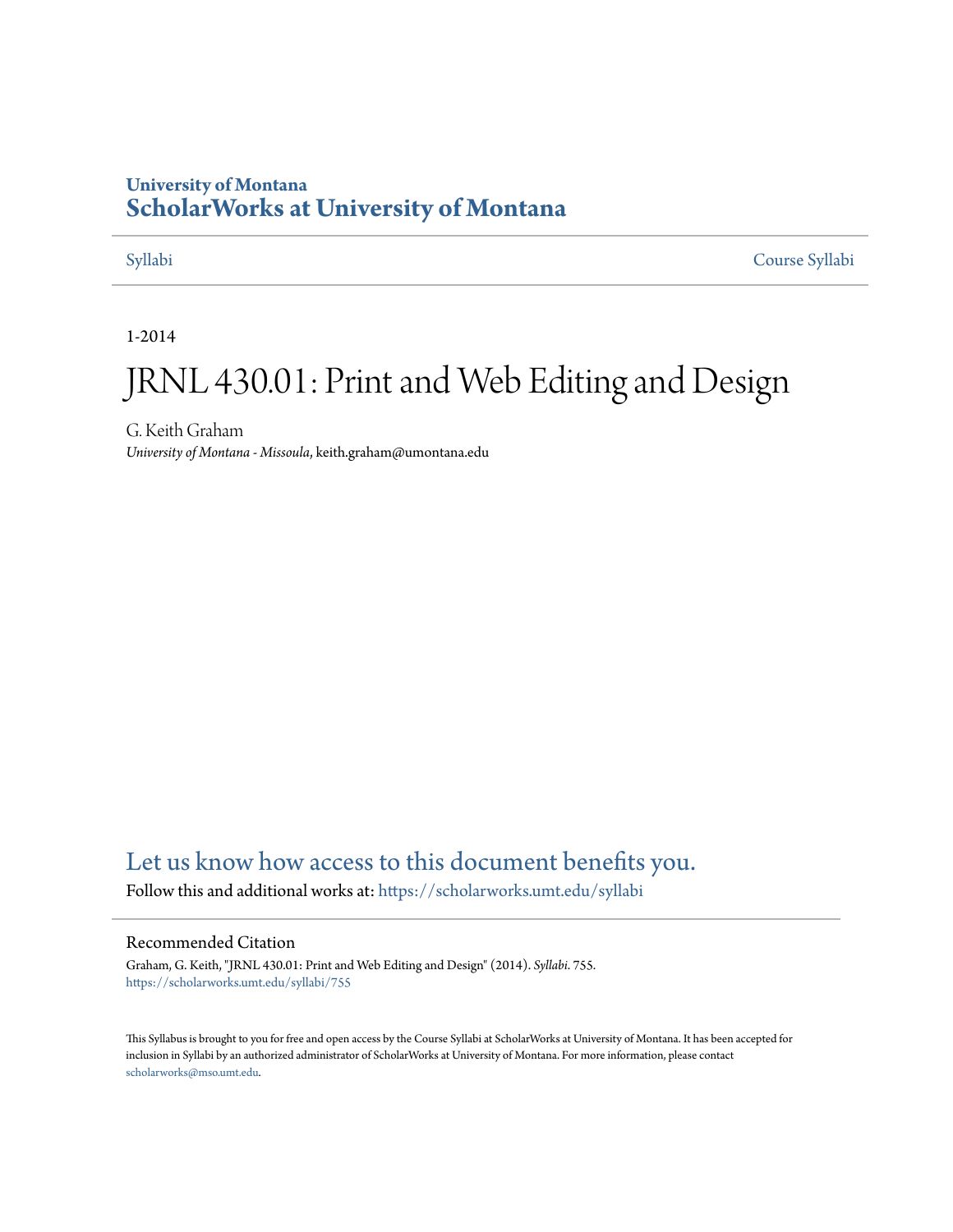University of Montana

# ScholarWorks at University of Montana

Syllabi

Course Syllabi

1-2014

# JRNL 430.01: Print and Web Editing and Design

G. Keith Graham

*University of Montana - Missoula*, keith.graham@umontana.edu

Let us know how access to this document benefits you.

Follow this and additional works at: https://scholarworks.umt.edu/syllabi

## Recommended Citation

Graham, G. Keith, "JRNL 430.01: Print and Web Editing and Design" (2014). *Syllabi*. 755.
https://scholarworks.umt.edu/syllabi/755

This Syllabus is brought to you for free and open access by the Course Syllabi at ScholarWorks at University of Montana. It has been accepted for inclusion in Syllabi by an authorized administrator of ScholarWorks at University of Montana. For more information, please contact scholarworks@mso.umt.edu.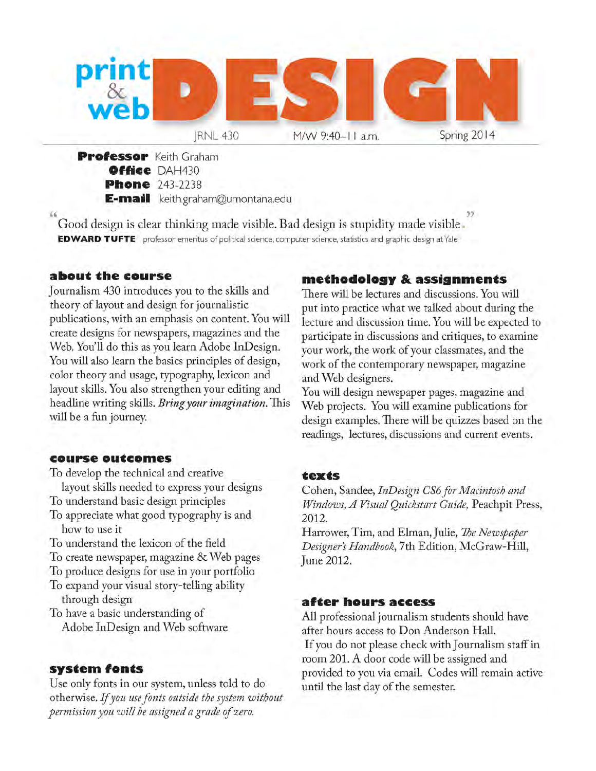# print & web DESIGN

JRNL 430 M/W 9:40–11 a.m. Spring 2014

**Professor** Keith Graham
**Office** DAH430
**Phone** 243-2238
**E-mail** keith.graham@umontana.edu

"Good design is clear thinking made visible. Bad design is stupidity made visible."
**EDWARD TUFTE** professor emeritus of political science, computer science, statistics and graphic design at Yale

## about the course

Journalism 430 introduces you to the skills and theory of layout and design for journalistic publications, with an emphasis on content. You will create designs for newspapers, magazines and the Web. You'll do this as you learn Adobe InDesign. You will also learn the basics principles of design, color theory and usage, typography, lexicon and layout skills. You also strengthen your editing and headline writing skills. *Bring your imagination.* This will be a fun journey.

## course outcomes

To develop the technical and creative layout skills needed to express your designs
To understand basic design principles
To appreciate what good typography is and how to use it
To understand the lexicon of the field
To create newspaper, magazine & Web pages
To produce designs for use in your portfolio
To expand your visual story-telling ability through design
To have a basic understanding of Adobe InDesign and Web software

## system fonts

Use only fonts in our system, unless told to do otherwise. *If you use fonts outside the system without permission you will be assigned a grade of zero.*

## methodology & assignments

There will be lectures and discussions. You will put into practice what we talked about during the lecture and discussion time. You will be expected to participate in discussions and critiques, to examine your work, the work of your classmates, and the work of the contemporary newspaper, magazine and Web designers.

You will design newspaper pages, magazine and Web projects. You will examine publications for design examples. There will be quizzes based on the readings, lectures, discussions and current events.

## texts

Cohen, Sandee, *InDesign CS6 for Macintosh and Windows, A Visual Quickstart Guide,* Peachpit Press, 2012.

Harrower, Tim, and Elman, Julie, *The Newspaper Designer's Handbook*, 7th Edition, McGraw-Hill, June 2012.

## after hours access

All professional journalism students should have after hours access to Don Anderson Hall.

If you do not please check with Journalism staff in room 201. A door code will be assigned and provided to you via email. Codes will remain active until the last day of the semester.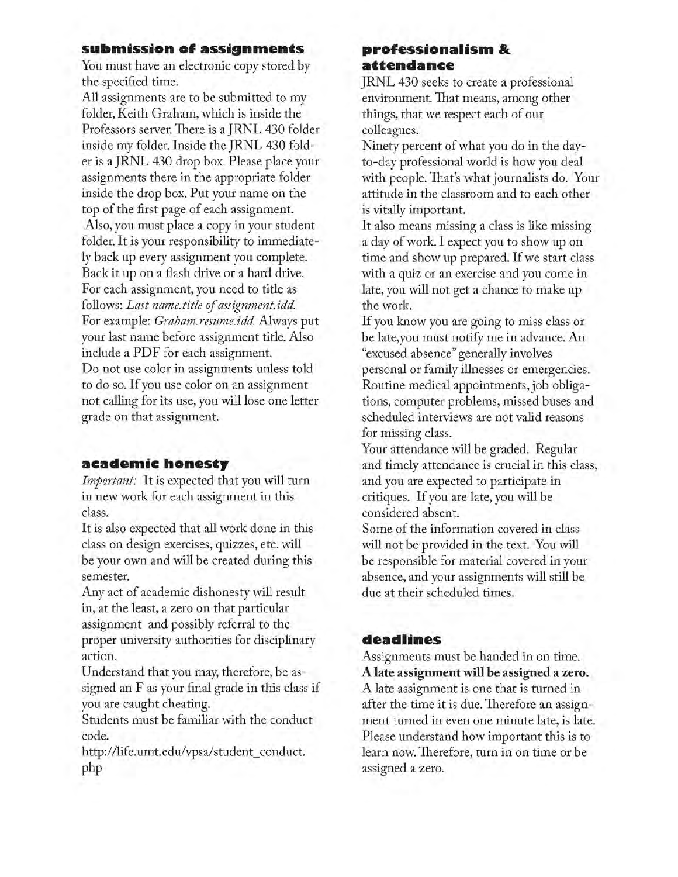## submission of assignments

You must have an electronic copy stored by the specified time.

All assignments are to be submitted to my folder, Keith Graham, which is inside the Professors server. There is a JRNL 430 folder inside my folder. Inside the JRNL 430 folder is a JRNL 430 drop box. Please place your assignments there in the appropriate folder inside the drop box. Put your name on the top of the first page of each assignment.

Also, you must place a copy in your student folder. It is your responsibility to immediately back up every assignment you complete. Back it up on a flash drive or a hard drive.

For each assignment, you need to title as follows: *Last name.title of assignment.idd.*

For example: *Graham.resume.idd.* Always put your last name before assignment title. Also include a PDF for each assignment.

Do not use color in assignments unless told to do so. If you use color on an assignment not calling for its use, you will lose one letter grade on that assignment.

## academic honesty

*Important:* It is expected that you will turn in new work for each assignment in this class.

It is also expected that all work done in this class on design exercises, quizzes, etc. will be your own and will be created during this semester.

Any act of academic dishonesty will result in, at the least, a zero on that particular assignment and possibly referral to the proper university authorities for disciplinary action.

Understand that you may, therefore, be assigned an F as your final grade in this class if you are caught cheating.

Students must be familiar with the conduct code.

http://life.umt.edu/vpsa/student_conduct.php

## professionalism & attendance

JRNL 430 seeks to create a professional environment. That means, among other things, that we respect each of our colleagues.

Ninety percent of what you do in the day-to-day professional world is how you deal with people. That's what journalists do. Your attitude in the classroom and to each other is vitally important.

It also means missing a class is like missing a day of work. I expect you to show up on time and show up prepared. If we start class with a quiz or an exercise and you come in late, you will not get a chance to make up the work.

If you know you are going to miss class or be late,you must notify me in advance. An "excused absence" generally involves personal or family illnesses or emergencies. Routine medical appointments, job obligations, computer problems, missed buses and scheduled interviews are not valid reasons for missing class.

Your attendance will be graded. Regular and timely attendance is crucial in this class, and you are expected to participate in critiques. If you are late, you will be considered absent.

Some of the information covered in class will not be provided in the text. You will be responsible for material covered in your absence, and your assignments will still be due at their scheduled times.

## deadlines

Assignments must be handed in on time.
**A late assignment will be assigned a zero.**
A late assignment is one that is turned in after the time it is due. Therefore an assignment turned in even one minute late, is late. Please understand how important this is to learn now. Therefore, turn in on time or be assigned a zero.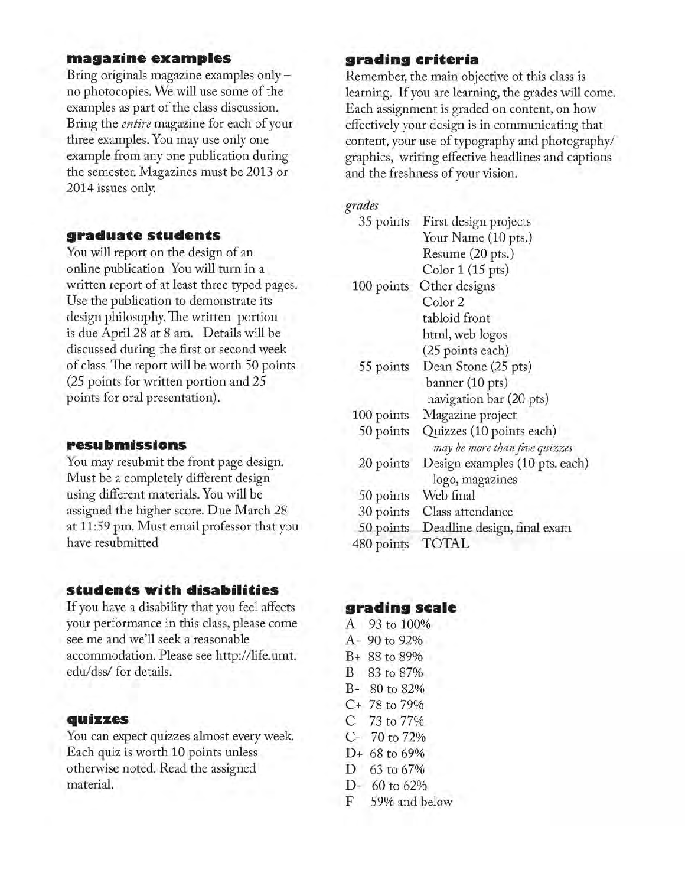## magazine examples

Bring originals magazine examples only – no photocopies. We will use some of the examples as part of the class discussion. Bring the *entire* magazine for each of your three examples. You may use only one example from any one publication during the semester. Magazines must be 2013 or 2014 issues only.

## graduate students

You will report on the design of an online publication You will turn in a written report of at least three typed pages. Use the publication to demonstrate its design philosophy. The written portion is due April 28 at 8 am. Details will be discussed during the first or second week of class. The report will be worth 50 points (25 points for written portion and 25 points for oral presentation).

## resubmissions

You may resubmit the front page design. Must be a completely different design using different materials. You will be assigned the higher score. Due March 28 at 11:59 pm. Must email professor that you have resubmitted

## students with disabilities

If you have a disability that you feel affects your performance in this class, please come see me and we'll seek a reasonable accommodation. Please see http://life.umt.edu/dss/ for details.

## quizzes

You can expect quizzes almost every week. Each quiz is worth 10 points unless otherwise noted. Read the assigned material.

## grading criteria

Remember, the main objective of this class is learning. If you are learning, the grades will come. Each assignment is graded on content, on how effectively your design is in communicating that content, your use of typography and photography/graphics, writing effective headlines and captions and the freshness of your vision.

*grades*

| | |
|---|---|
| 35 points | First design projects<br>Your Name (10 pts.)<br>Resume (20 pts.)<br>Color 1 (15 pts) |
| 100 points | Other designs<br>Color 2<br>tabloid front<br>html, web logos<br>(25 points each) |
| 55 points | Dean Stone (25 pts)<br>banner (10 pts)<br>navigation bar (20 pts) |
| 100 points | Magazine project |
| 50 points | Quizzes (10 points each)<br>*may be more than five quizzes* |
| 20 points | Design examples (10 pts. each)<br>logo, magazines |
| 50 points | Web final |
| 30 points | Class attendance |
| 50 points | Deadline design, final exam |
| 480 points | TOTAL |

## grading scale

- A 93 to 100%
- A- 90 to 92%
- B+ 88 to 89%
- B 83 to 87%
- B- 80 to 82%
- C+ 78 to 79%
- C 73 to 77%
- C- 70 to 72%
- D+ 68 to 69%
- D 63 to 67%
- D- 60 to 62%
- F 59% and below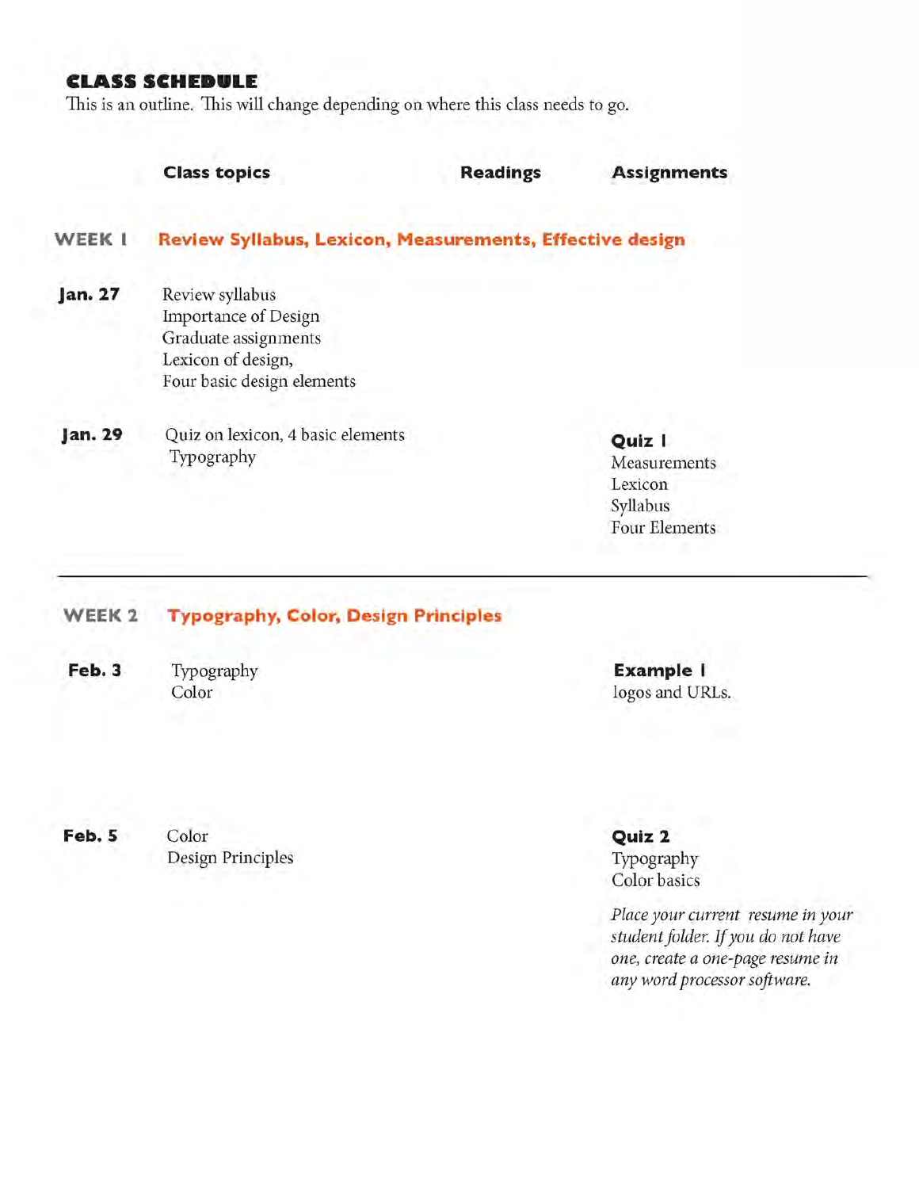## CLASS SCHEDULE

This is an outline. This will change depending on where this class needs to go.

| | Class topics | Readings | Assignments |
|---|---|---|---|
| **WEEK 1** | **Review Syllabus, Lexicon, Measurements, Effective design** | | |
| **Jan. 27** | Review syllabus<br>Importance of Design<br>Graduate assignments<br>Lexicon of design,<br>Four basic design elements | | |
| **Jan. 29** | Quiz on lexicon, 4 basic elements<br>Typography | | **Quiz 1**<br>Measurements<br>Lexicon<br>Syllabus<br>Four Elements |
| **WEEK 2** | **Typography, Color, Design Principles** | | |
| **Feb. 3** | Typography<br>Color | | **Example 1**<br>logos and URLs. |
| **Feb. 5** | Color<br>Design Principles | | **Quiz 2**<br>Typography<br>Color basics<br><br>*Place your current resume in your student folder. If you do not have one, create a one-page resume in any word processor software.* |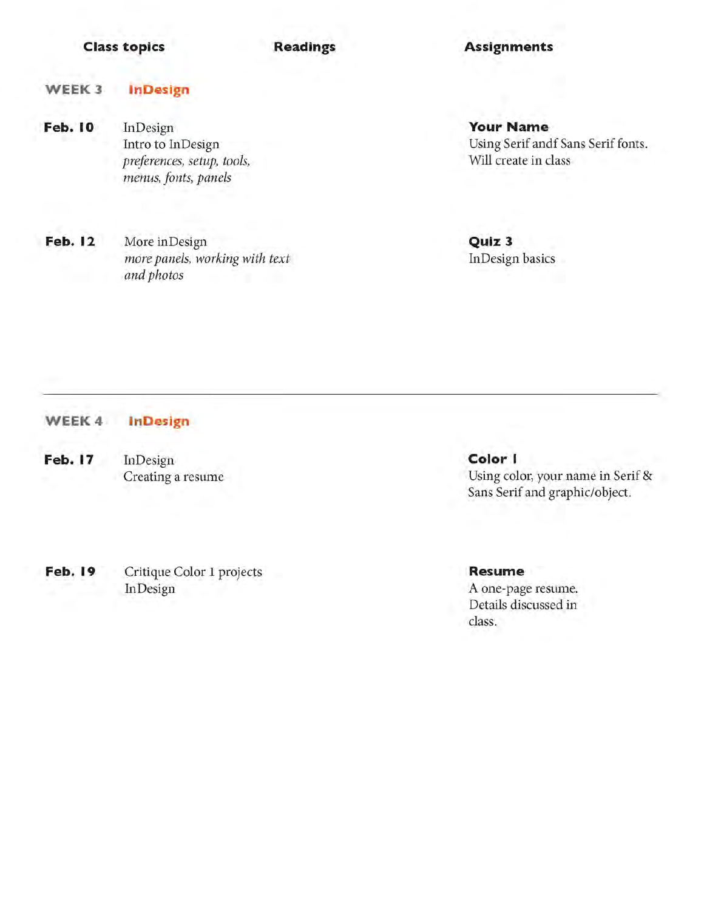| Class topics | | Readings | Assignments |
|---|---|---|---|
| **WEEK 3** | **InDesign** | | |
| **Feb. 10** | InDesign<br>Intro to InDesign<br>*preferences, setup, tools, menus, fonts, panels* | | **Your Name**<br>Using Serif andf Sans Serif fonts.<br>Will create in class |
| **Feb. 12** | More inDesign<br>*more panels, working with text and photos* | | **Quiz 3**<br>InDesign basics |

---

| | | | |
|---|---|---|---|
| **WEEK 4** | **InDesign** | | |
| **Feb. 17** | InDesign<br>Creating a resume | | **Color 1**<br>Using color, your name in Serif & Sans Serif and graphic/object. |
| **Feb. 19** | Critique Color 1 projects<br>InDesign | | **Resume**<br>A one-page resume.<br>Details discussed in class. |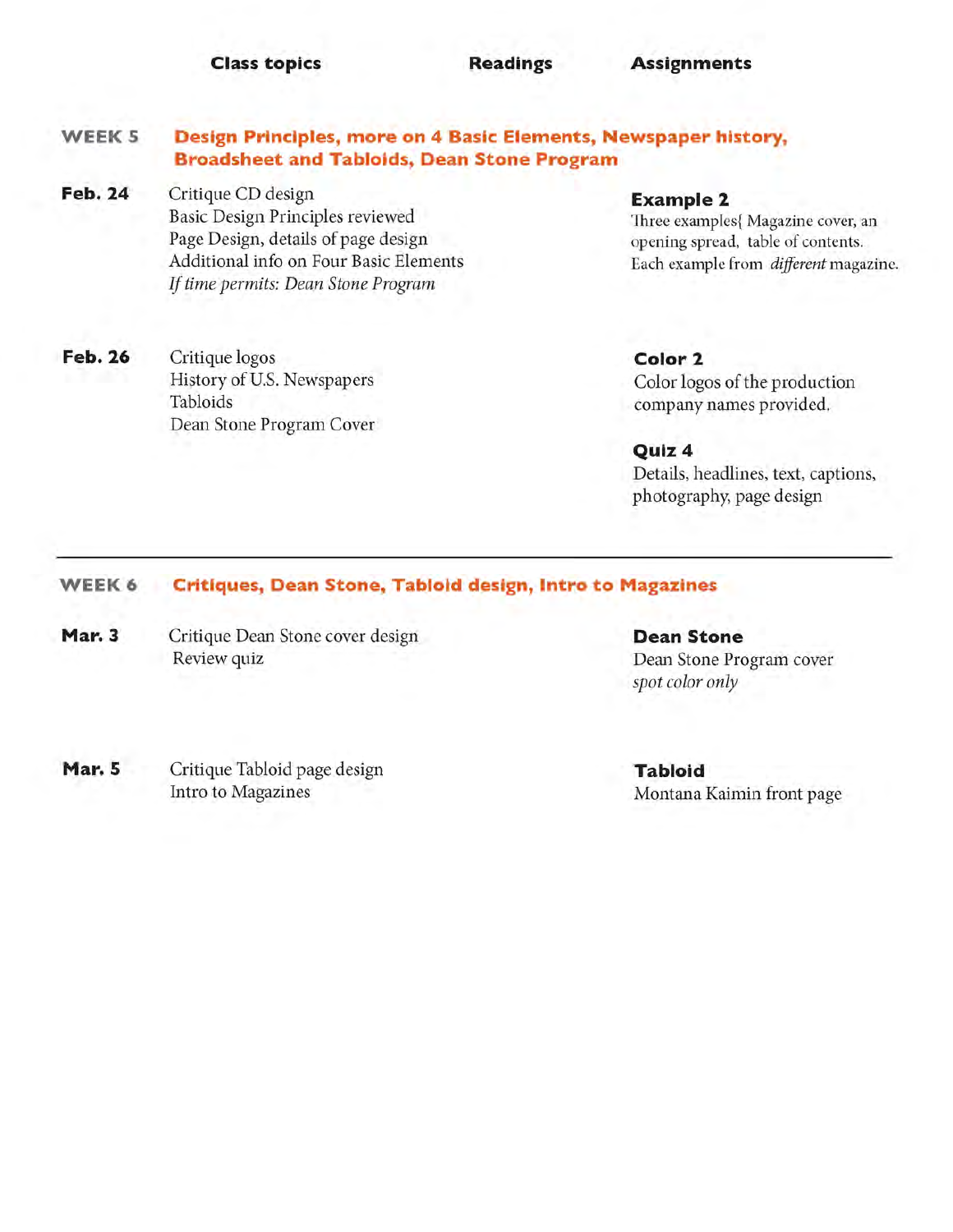| | Class topics | Readings | Assignments |
|---|---|---|---|
| **WEEK 5** | **Design Principles, more on 4 Basic Elements, Newspaper history, Broadsheet and Tabloids, Dean Stone Program** | | |
| **Feb. 24** | Critique CD design<br>Basic Design Principles reviewed<br>Page Design, details of page design<br>Additional info on Four Basic Elements<br>*If time permits: Dean Stone Program* | | **Example 2**<br>Three examples{ Magazine cover, an opening spread, table of contents. Each example from *different* magazine. |
| **Feb. 26** | Critique logos<br>History of U.S. Newspapers<br>Tabloids<br>Dean Stone Program Cover | | **Color 2**<br>Color logos of the production company names provided.<br><br>**Quiz 4**<br>Details, headlines, text, captions, photography, page design |
| **WEEK 6** | **Critiques, Dean Stone, Tabloid design, Intro to Magazines** | | |
| **Mar. 3** | Critique Dean Stone cover design<br>Review quiz | | **Dean Stone**<br>Dean Stone Program cover<br>*spot color only* |
| **Mar. 5** | Critique Tabloid page design<br>Intro to Magazines | | **Tabloid**<br>Montana Kaimin front page |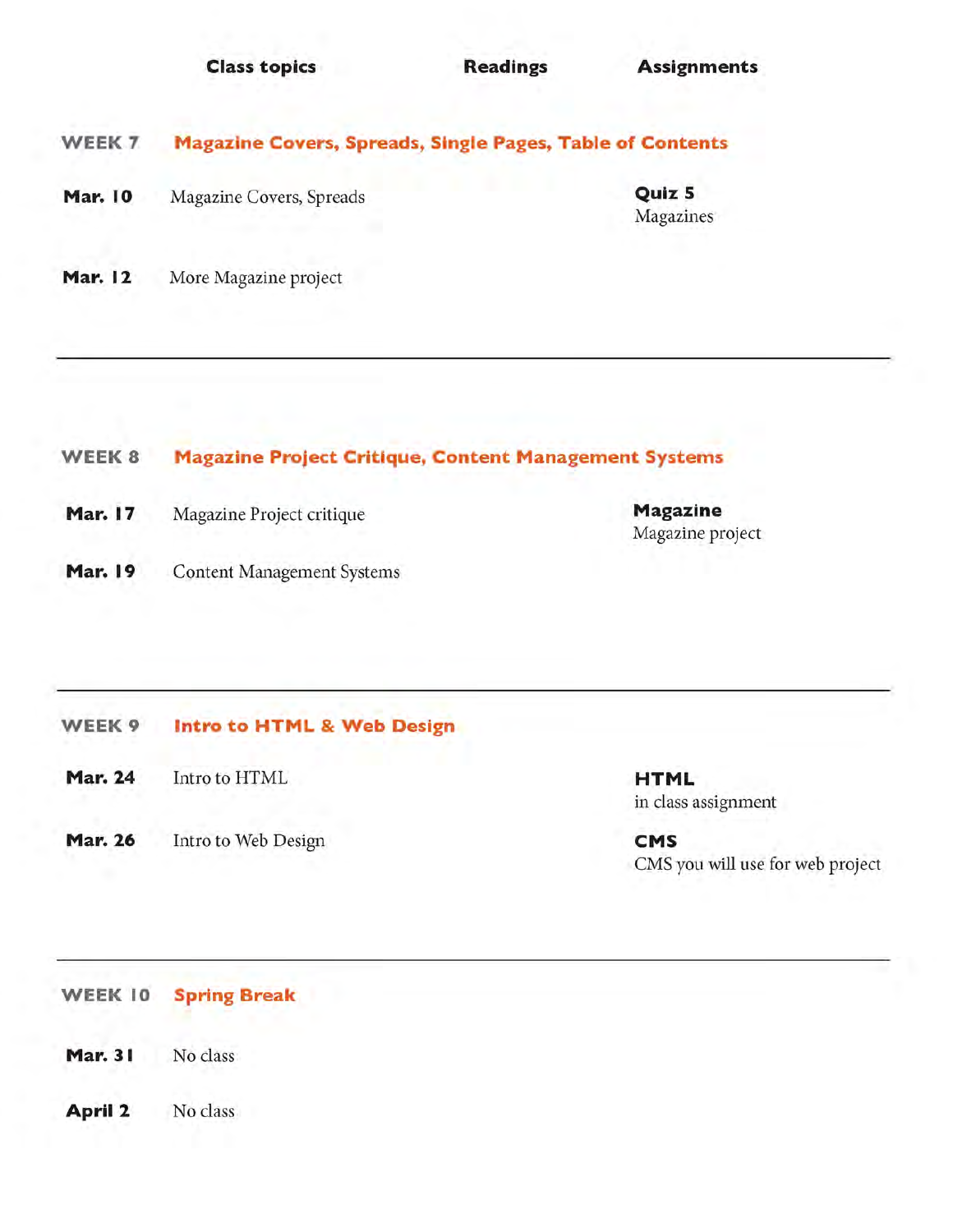| | Class topics | Readings | Assignments |
|---|---|---|---|
| **WEEK 7** | **Magazine Covers, Spreads, Single Pages, Table of Contents** | | |
| **Mar. 10** | Magazine Covers, Spreads | | **Quiz 5** Magazines |
| **Mar. 12** | More Magazine project | | |

---

| | | | |
|---|---|---|---|
| **WEEK 8** | **Magazine Project Critique, Content Management Systems** | | |
| **Mar. 17** | Magazine Project critique | | **Magazine** Magazine project |
| **Mar. 19** | Content Management Systems | | |

---

| | | | |
|---|---|---|---|
| **WEEK 9** | **Intro to HTML & Web Design** | | |
| **Mar. 24** | Intro to HTML | | **HTML** in class assignment |
| **Mar. 26** | Intro to Web Design | | **CMS** CMS you will use for web project |

---

| | | | |
|---|---|---|---|
| **WEEK 10** | **Spring Break** | | |
| **Mar. 31** | No class | | |
| **April 2** | No class | | |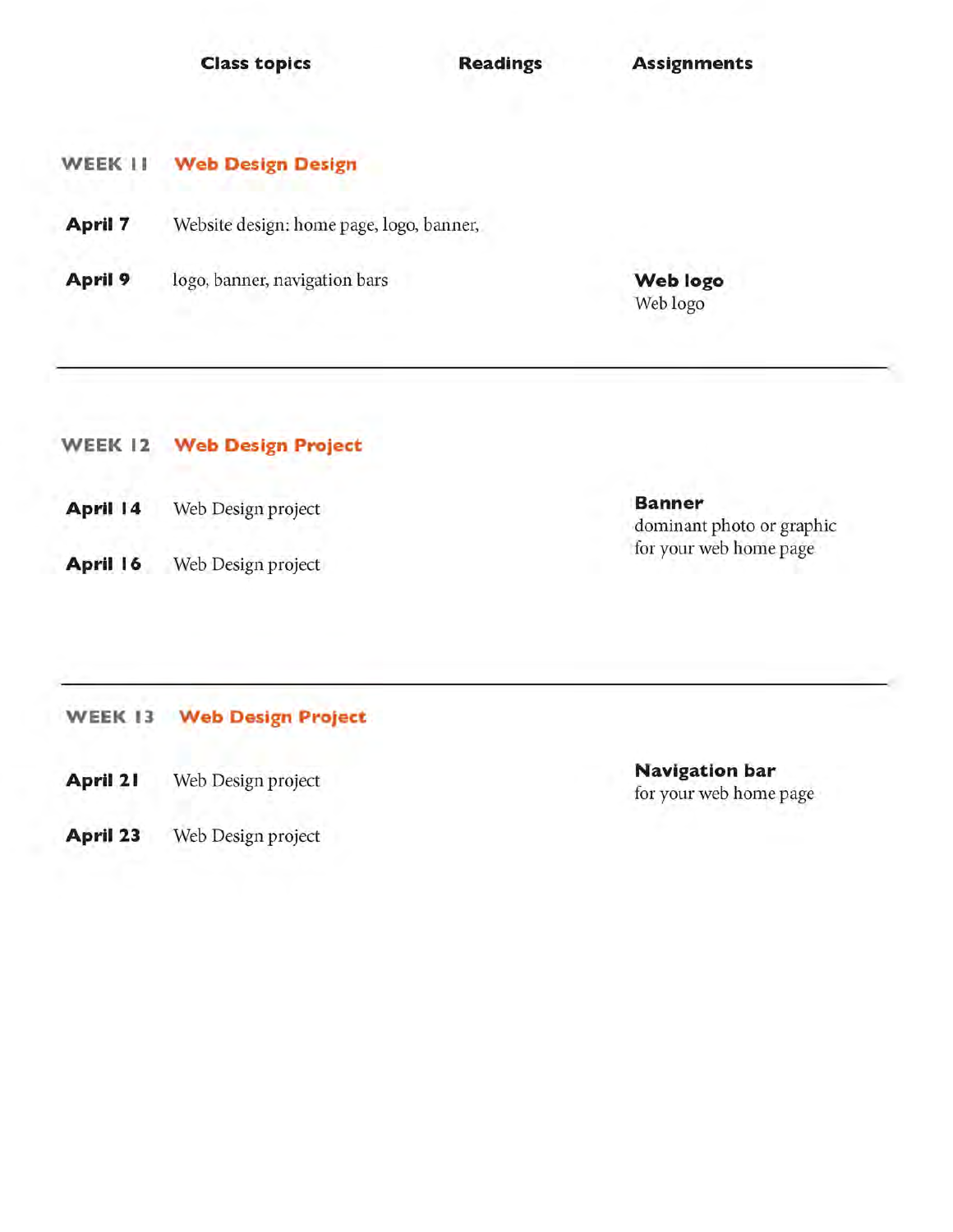| | Class topics | Readings | Assignments |
|---|---|---|---|
| **WEEK 11** | **Web Design Design** | | |
| **April 7** | Website design: home page, logo, banner, | | |
| **April 9** | logo, banner, navigation bars | | **Web logo** Web logo |
| **WEEK 12** | **Web Design Project** | | |
| **April 14** | Web Design project | | **Banner** dominant photo or graphic for your web home page |
| **April 16** | Web Design project | | |
| **WEEK 13** | **Web Design Project** | | |
| **April 21** | Web Design project | | **Navigation bar** for your web home page |
| **April 23** | Web Design project | | |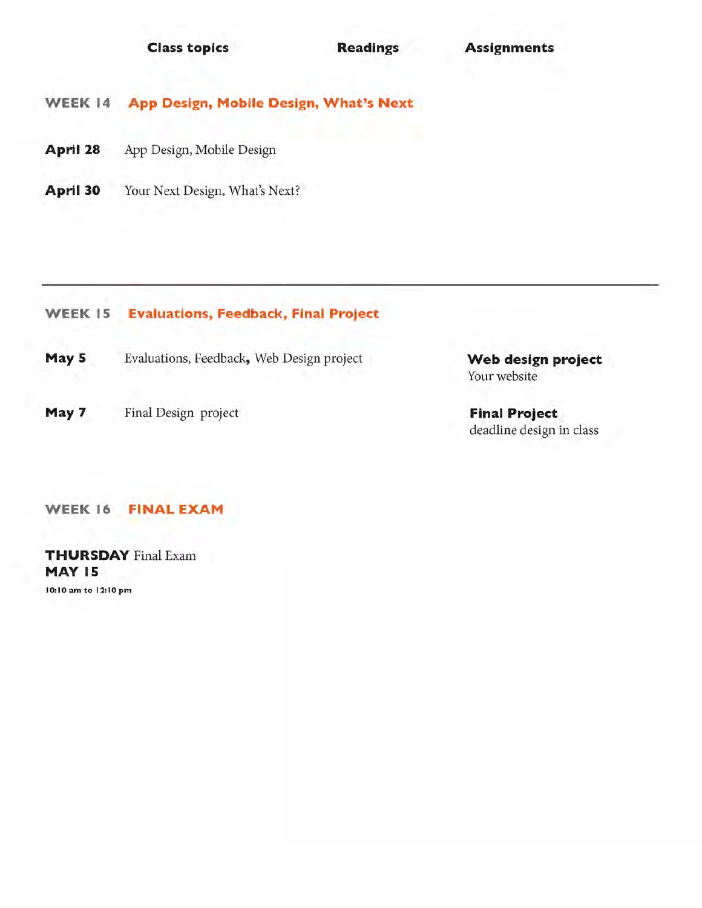| | Class topics | Readings | Assignments |
|---|---|---|---|
| **WEEK 14** | **App Design, Mobile Design, What's Next** | | |
| **April 28** | App Design, Mobile Design | | |
| **April 30** | Your Next Design, What's Next? | | |

---

| | | | |
|---|---|---|---|
| **WEEK 15** | **Evaluations, Feedback, Final Project** | | |
| **May 5** | Evaluations, Feedback, Web Design project | | **Web design project** Your website |
| **May 7** | Final Design project | | **Final Project** deadline design in class |

**WEEK 16** **FINAL EXAM**

**THURSDAY** Final Exam
**MAY 15**
**10:10 am to 12:10 pm**